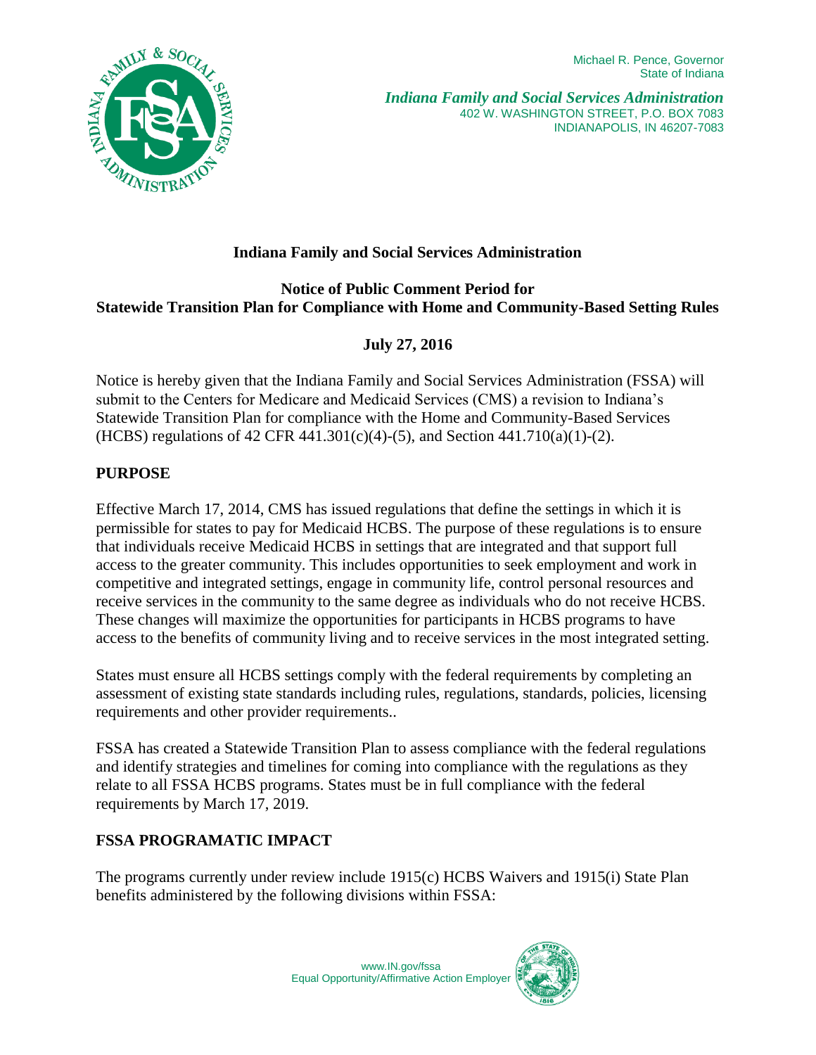Michael R. Pence, Governor
State of Indiana

*Indiana Family and Social Services Administration*
402 W. WASHINGTON STREET, P.O. BOX 7083
INDIANAPOLIS, IN 46207-7083

**Indiana Family and Social Services Administration**

**Notice of Public Comment Period for**
**Statewide Transition Plan for Compliance with Home and Community-Based Setting Rules**

**July 27, 2016**

Notice is hereby given that the Indiana Family and Social Services Administration (FSSA) will submit to the Centers for Medicare and Medicaid Services (CMS) a revision to Indiana's Statewide Transition Plan for compliance with the Home and Community-Based Services (HCBS) regulations of 42 CFR 441.301(c)(4)-(5), and Section 441.710(a)(1)-(2).

## PURPOSE

Effective March 17, 2014, CMS has issued regulations that define the settings in which it is permissible for states to pay for Medicaid HCBS. The purpose of these regulations is to ensure that individuals receive Medicaid HCBS in settings that are integrated and that support full access to the greater community. This includes opportunities to seek employment and work in competitive and integrated settings, engage in community life, control personal resources and receive services in the community to the same degree as individuals who do not receive HCBS. These changes will maximize the opportunities for participants in HCBS programs to have access to the benefits of community living and to receive services in the most integrated setting.

States must ensure all HCBS settings comply with the federal requirements by completing an assessment of existing state standards including rules, regulations, standards, policies, licensing requirements and other provider requirements..

FSSA has created a Statewide Transition Plan to assess compliance with the federal regulations and identify strategies and timelines for coming into compliance with the regulations as they relate to all FSSA HCBS programs. States must be in full compliance with the federal requirements by March 17, 2019.

## FSSA PROGRAMATIC IMPACT

The programs currently under review include 1915(c) HCBS Waivers and 1915(i) State Plan benefits administered by the following divisions within FSSA: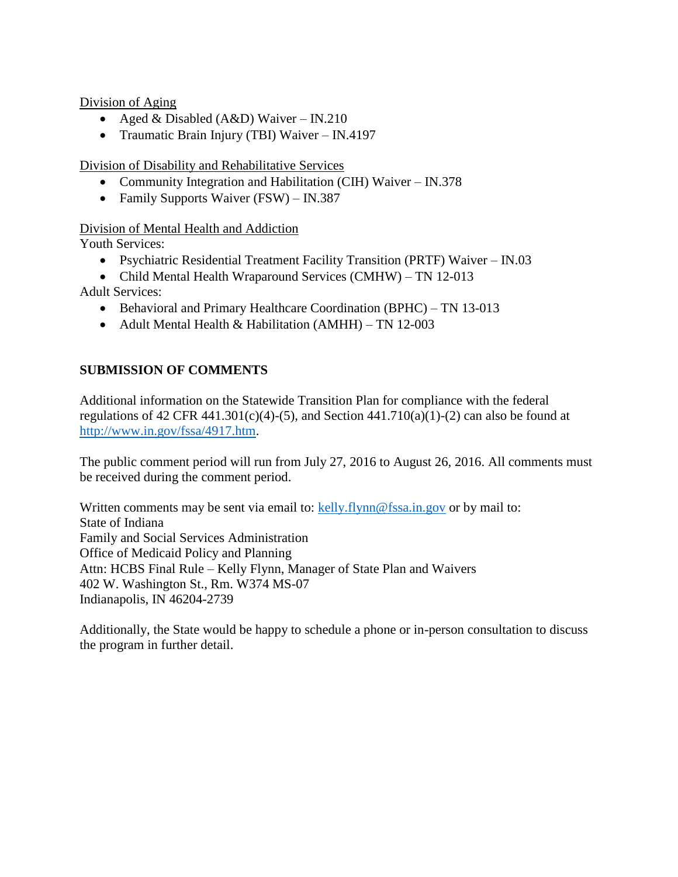Division of Aging

- Aged & Disabled (A&D) Waiver – IN.210
- Traumatic Brain Injury (TBI) Waiver – IN.4197

Division of Disability and Rehabilitative Services

- Community Integration and Habilitation (CIH) Waiver – IN.378
- Family Supports Waiver (FSW) – IN.387

Division of Mental Health and Addiction

Youth Services:

- Psychiatric Residential Treatment Facility Transition (PRTF) Waiver – IN.03
- Child Mental Health Wraparound Services (CMHW) – TN 12-013

Adult Services:

- Behavioral and Primary Healthcare Coordination (BPHC) – TN 13-013
- Adult Mental Health & Habilitation (AMHH) – TN 12-003

## SUBMISSION OF COMMENTS

Additional information on the Statewide Transition Plan for compliance with the federal regulations of 42 CFR 441.301(c)(4)-(5), and Section 441.710(a)(1)-(2) can also be found at http://www.in.gov/fssa/4917.htm.

The public comment period will run from July 27, 2016 to August 26, 2016. All comments must be received during the comment period.

Written comments may be sent via email to: kelly.flynn@fssa.in.gov or by mail to:
State of Indiana
Family and Social Services Administration
Office of Medicaid Policy and Planning
Attn: HCBS Final Rule – Kelly Flynn, Manager of State Plan and Waivers
402 W. Washington St., Rm. W374 MS-07
Indianapolis, IN 46204-2739

Additionally, the State would be happy to schedule a phone or in-person consultation to discuss the program in further detail.